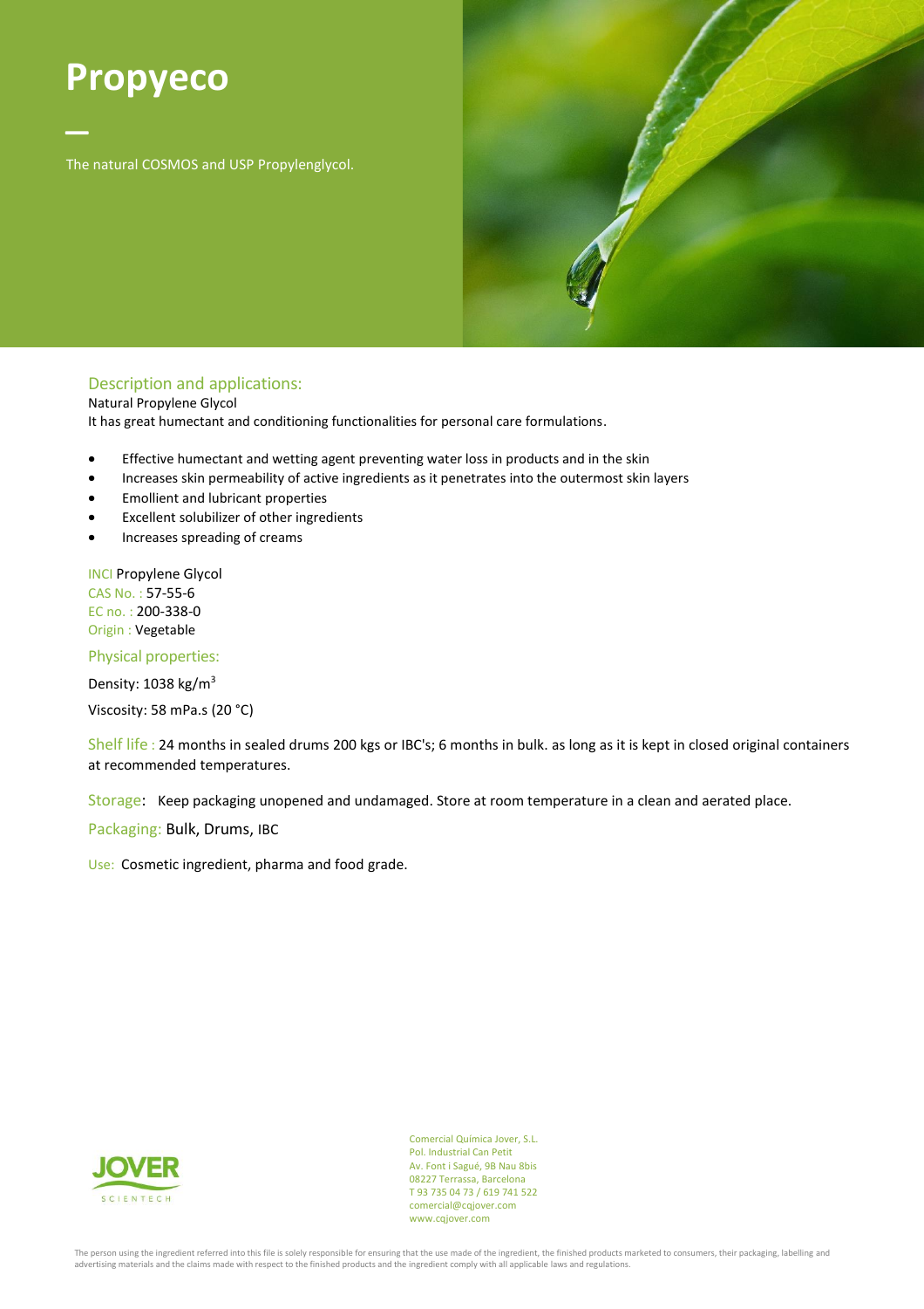# Propyeco

The natural COSMOS and USP Propylenglycol.

## Description and applications:

Natural Propylene Glycol
It has great humectant and conditioning functionalities for personal care formulations.

- Effective humectant and wetting agent preventing water loss in products and in the skin
- Increases skin permeability of active ingredients as it penetrates into the outermost skin layers
- Emollient and lubricant properties
- Excellent solubilizer of other ingredients
- Increases spreading of creams

INCI Propylene Glycol
CAS No. : 57-55-6
EC no. : 200-338-0
Origin : Vegetable

## Physical properties:

Density: 1038 kg/$m^3$

Viscosity: 58 mPa.s (20 °C)

Shelf life : 24 months in sealed drums 200 kgs or IBC's; 6 months in bulk. as long as it is kept in closed original containers at recommended temperatures.

Storage: Keep packaging unopened and undamaged. Store at room temperature in a clean and aerated place.

Packaging: Bulk, Drums, IBC

Use: Cosmetic ingredient, pharma and food grade.

JOVER SCIENTECH

Comercial Química Jover, S.L.
Pol. Industrial Can Petit
Av. Font i Sagué, 9B Nau 8bis
08227 Terrassa, Barcelona
T 93 735 04 73 / 619 741 522
comercial@cqjover.com
www.cqjover.com

The person using the ingredient referred into this file is solely responsible for ensuring that the use made of the ingredient, the finished products marketed to consumers, their packaging, labelling and advertising materials and the claims made with respect to the finished products and the ingredient comply with all applicable laws and regulations.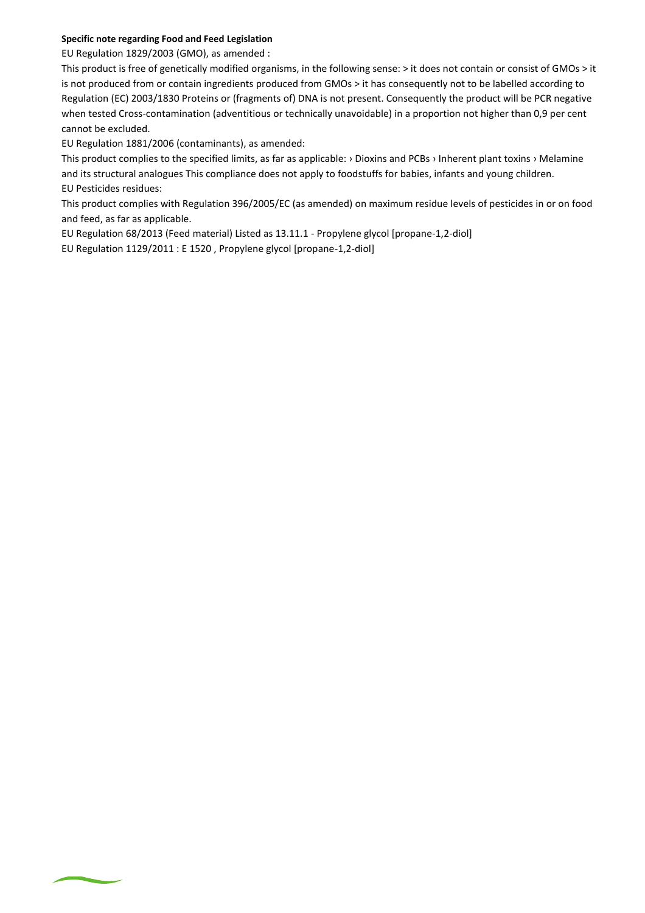**Specific note regarding Food and Feed Legislation**

EU Regulation 1829/2003 (GMO), as amended :

This product is free of genetically modified organisms, in the following sense: > it does not contain or consist of GMOs > it is not produced from or contain ingredients produced from GMOs > it has consequently not to be labelled according to Regulation (EC) 2003/1830 Proteins or (fragments of) DNA is not present. Consequently the product will be PCR negative when tested Cross-contamination (adventitious or technically unavoidable) in a proportion not higher than 0,9 per cent cannot be excluded.

EU Regulation 1881/2006 (contaminants), as amended:

This product complies to the specified limits, as far as applicable: › Dioxins and PCBs › Inherent plant toxins › Melamine and its structural analogues This compliance does not apply to foodstuffs for babies, infants and young children.

EU Pesticides residues:

This product complies with Regulation 396/2005/EC (as amended) on maximum residue levels of pesticides in or on food and feed, as far as applicable.

EU Regulation 68/2013 (Feed material) Listed as 13.11.1 - Propylene glycol [propane-1,2-diol]

EU Regulation 1129/2011 : E 1520 , Propylene glycol [propane-1,2-diol]